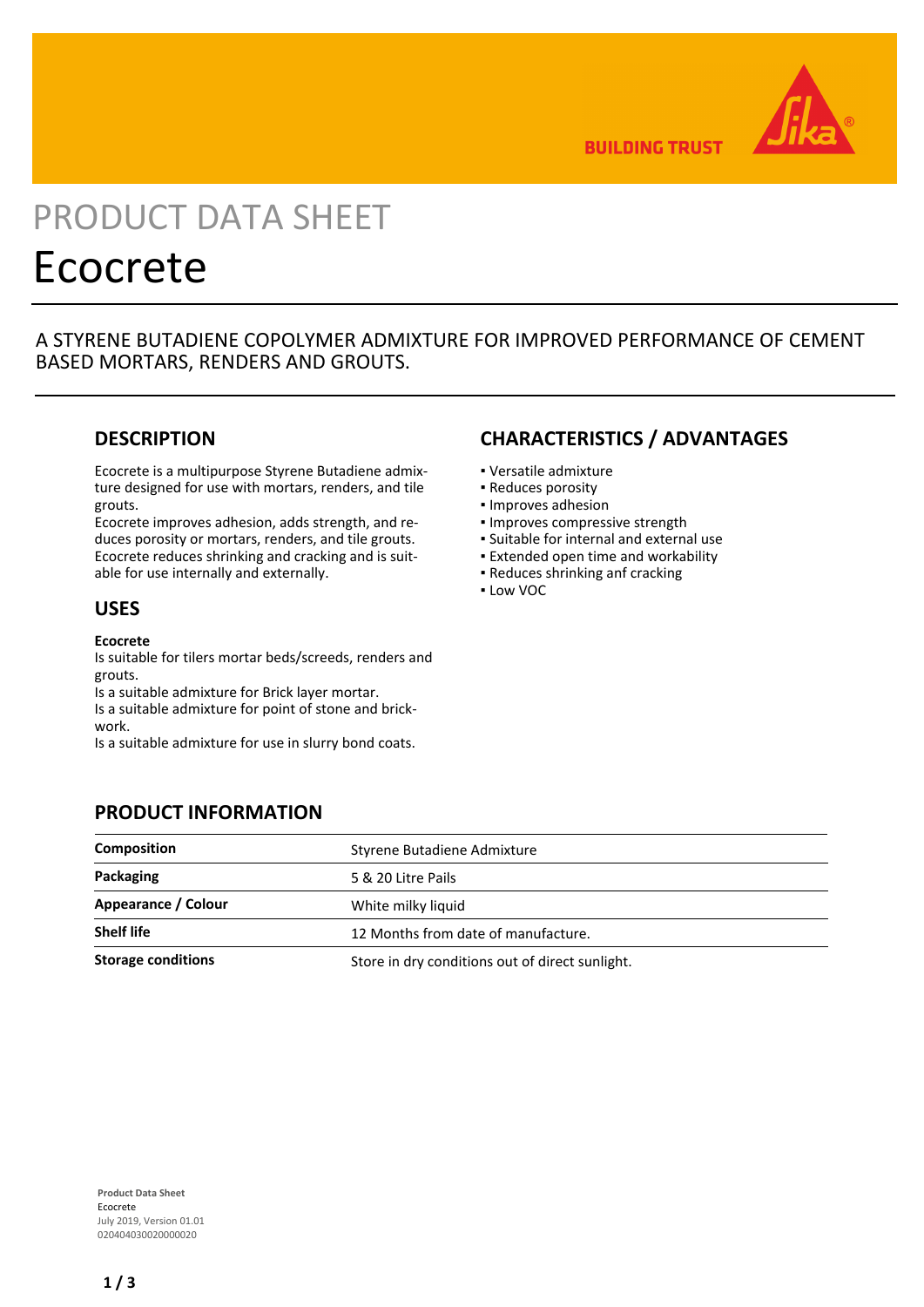# PRODUCT DATA SHEET

# Ecocrete

A STYRENE BUTADIENE COPOLYMER ADMIXTURE FOR IMPROVED PERFORMANCE OF CEMENT BASED MORTARS, RENDERS AND GROUTS.

## DESCRIPTION

Ecocrete is a multipurpose Styrene Butadiene admixture designed for use with mortars, renders, and tile grouts.
Ecocrete improves adhesion, adds strength, and reduces porosity or mortars, renders, and tile grouts.
Ecocrete reduces shrinking and cracking and is suitable for use internally and externally.

## USES

**Ecocrete**
Is suitable for tilers mortar beds/screeds, renders and grouts.
Is a suitable admixture for Brick layer mortar.
Is a suitable admixture for point of stone and brickwork.
Is a suitable admixture for use in slurry bond coats.

## CHARACTERISTICS / ADVANTAGES

- Versatile admixture
- Reduces porosity
- Improves adhesion
- Improves compressive strength
- Suitable for internal and external use
- Extended open time and workability
- Reduces shrinking anf cracking
- Low VOC

## PRODUCT INFORMATION

| | |
|---|---|
| **Composition** | Styrene Butadiene Admixture |
| **Packaging** | 5 & 20 Litre Pails |
| **Appearance / Colour** | White milky liquid |
| **Shelf life** | 12 Months from date of manufacture. |
| **Storage conditions** | Store in dry conditions out of direct sunlight. |

**Product Data Sheet**
Ecocrete
July 2019, Version 01.01
020404030020000020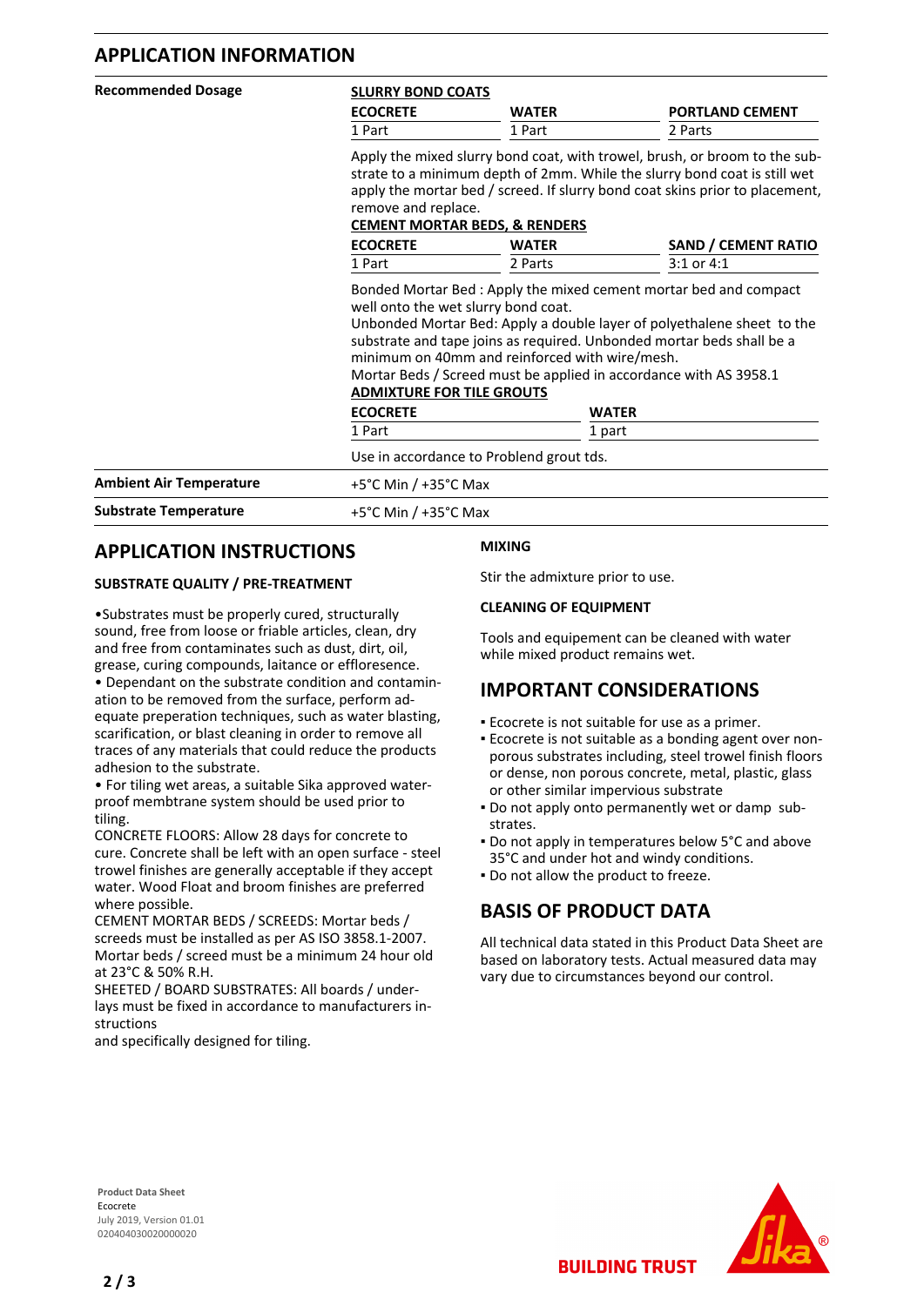## APPLICATION INFORMATION

**Recommended Dosage**

**SLURRY BOND COATS**

| ECOCRETE | WATER | PORTLAND CEMENT |
|---|---|---|
| 1 Part | 1 Part | 2 Parts |

Apply the mixed slurry bond coat, with trowel, brush, or broom to the substrate to a minimum depth of 2mm. While the slurry bond coat is still wet apply the mortar bed / screed. If slurry bond coat skins prior to placement, remove and replace.

**CEMENT MORTAR BEDS, & RENDERS**

| ECOCRETE | WATER | SAND / CEMENT RATIO |
|---|---|---|
| 1 Part | 2 Parts | 3:1 or 4:1 |

Bonded Mortar Bed : Apply the mixed cement mortar bed and compact well onto the wet slurry bond coat.
Unbonded Mortar Bed: Apply a double layer of polyethalene sheet to the substrate and tape joins as required. Unbonded mortar beds shall be a minimum on 40mm and reinforced with wire/mesh.
Mortar Beds / Screed must be applied in accordance with AS 3958.1

**ADMIXTURE FOR TILE GROUTS**

| ECOCRETE | WATER |
|---|---|
| 1 Part | 1 part |

Use in accordance to Problend grout tds.

| | |
|---|---|
| **Ambient Air Temperature** | +5°C Min / +35°C Max |
| **Substrate Temperature** | +5°C Min / +35°C Max |

## APPLICATION INSTRUCTIONS

### SUBSTRATE QUALITY / PRE-TREATMENT

- Substrates must be properly cured, structurally sound, free from loose or friable articles, clean, dry and free from contaminates such as dust, dirt, oil, grease, curing compounds, laitance or efflorescence.
- Dependant on the substrate condition and contamination to be removed from the surface, perform adequate preperation techniques, such as water blasting, scarification, or blast cleaning in order to remove all traces of any materials that could reduce the products adhesion to the substrate.
- For tiling wet areas, a suitable Sika approved waterproof membrane system should be used prior to tiling.

CONCRETE FLOORS: Allow 28 days for concrete to cure. Concrete shall be left with an open surface - steel trowel finishes are generally acceptable if they accept water. Wood Float and broom finishes are preferred where possible.
CEMENT MORTAR BEDS / SCREEDS: Mortar beds / screeds must be installed as per AS ISO 3858.1-2007. Mortar beds / screed must be a minimum 24 hour old at 23°C & 50% R.H.
SHEETED / BOARD SUBSTRATES: All boards / underlays must be fixed in accordance to manufacturers instructions
and specifically designed for tiling.

### MIXING

Stir the admixture prior to use.

### CLEANING OF EQUIPMENT

Tools and equipement can be cleaned with water while mixed product remains wet.

## IMPORTANT CONSIDERATIONS

- Ecocrete is not suitable for use as a primer.
- Ecocrete is not suitable as a bonding agent over non-porous substrates including, steel trowel finish floors or dense, non porous concrete, metal, plastic, glass or other similar impervious substrate
- Do not apply onto permanently wet or damp substrates.
- Do not apply in temperatures below 5°C and above 35°C and under hot and windy conditions.
- Do not allow the product to freeze.

## BASIS OF PRODUCT DATA

All technical data stated in this Product Data Sheet are based on laboratory tests. Actual measured data may vary due to circumstances beyond our control.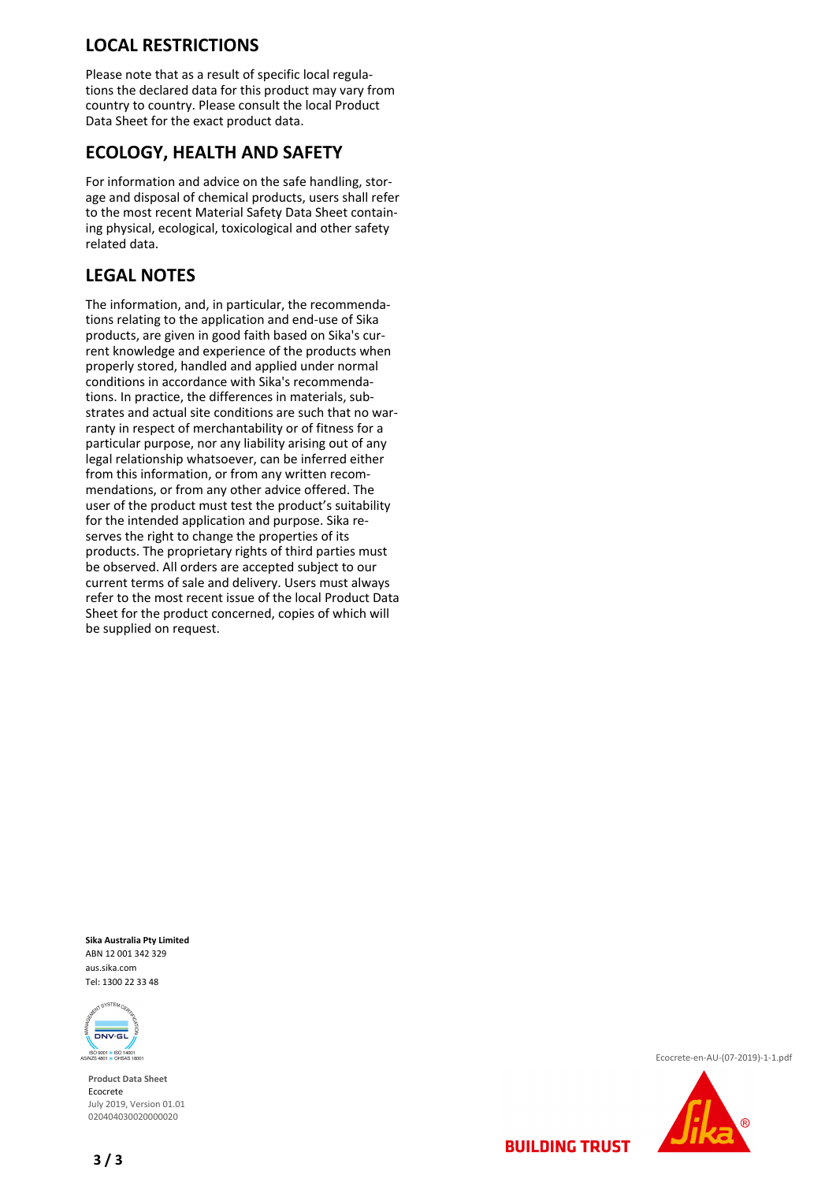## LOCAL RESTRICTIONS

Please note that as a result of specific local regulations the declared data for this product may vary from country to country. Please consult the local Product Data Sheet for the exact product data.

## ECOLOGY, HEALTH AND SAFETY

For information and advice on the safe handling, storage and disposal of chemical products, users shall refer to the most recent Material Safety Data Sheet containing physical, ecological, toxicological and other safety related data.

## LEGAL NOTES

The information, and, in particular, the recommendations relating to the application and end-use of Sika products, are given in good faith based on Sika's current knowledge and experience of the products when properly stored, handled and applied under normal conditions in accordance with Sika's recommendations. In practice, the differences in materials, substrates and actual site conditions are such that no warranty in respect of merchantability or of fitness for a particular purpose, nor any liability arising out of any legal relationship whatsoever, can be inferred either from this information, or from any written recommendations, or from any other advice offered. The user of the product must test the product's suitability for the intended application and purpose. Sika reserves the right to change the properties of its products. The proprietary rights of third parties must be observed. All orders are accepted subject to our current terms of sale and delivery. Users must always refer to the most recent issue of the local Product Data Sheet for the product concerned, copies of which will be supplied on request.

**Sika Australia Pty Limited**
ABN 12 001 342 329
aus.sika.com
Tel: 1300 22 33 48

ISO 9001 ■ ISO 14001
AS/NZS 4801 ■ OHSAS 18001

**Product Data Sheet**
Ecocrete
July 2019, Version 01.01
020404030020000020

Ecocrete-en-AU-(07-2019)-1-1.pdf

BUILDING TRUST